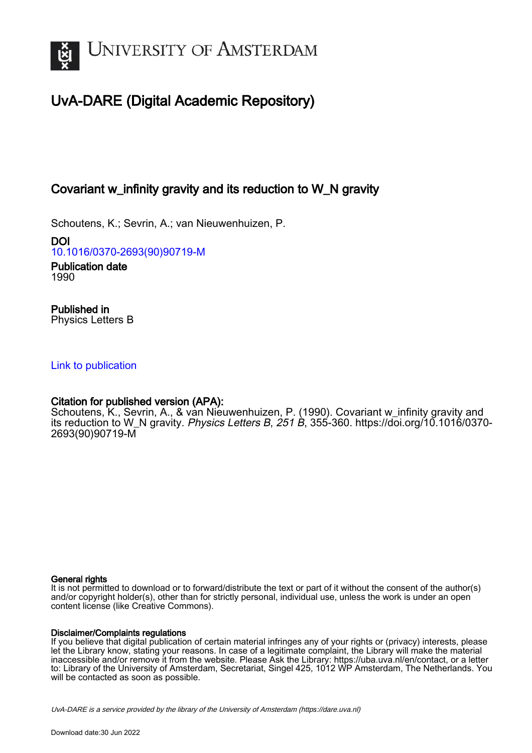# UvA-DARE (Digital Academic Repository)

## Covariant w_infinity gravity and its reduction to W_N gravity

Schoutens, K.; Sevrin, A.; van Nieuwenhuizen, P.

**DOI**
10.1016/0370-2693(90)90719-M

**Publication date**
1990

**Published in**
Physics Letters B

Link to publication

**Citation for published version (APA):**
Schoutens, K., Sevrin, A., & van Nieuwenhuizen, P. (1990). Covariant w_infinity gravity and its reduction to W_N gravity. *Physics Letters B*, *251 B*, 355-360. https://doi.org/10.1016/0370-2693(90)90719-M

**General rights**
It is not permitted to download or to forward/distribute the text or part of it without the consent of the author(s) and/or copyright holder(s), other than for strictly personal, individual use, unless the work is under an open content license (like Creative Commons).

**Disclaimer/Complaints regulations**
If you believe that digital publication of certain material infringes any of your rights or (privacy) interests, please let the Library know, stating your reasons. In case of a legitimate complaint, the Library will make the material inaccessible and/or remove it from the website. Please Ask the Library: https://uba.uva.nl/en/contact, or a letter to: Library of the University of Amsterdam, Secretariat, Singel 425, 1012 WP Amsterdam, The Netherlands. You will be contacted as soon as possible.

UvA-DARE is a service provided by the library of the University of Amsterdam (https://dare.uva.nl)

Download date:30 Jun 2022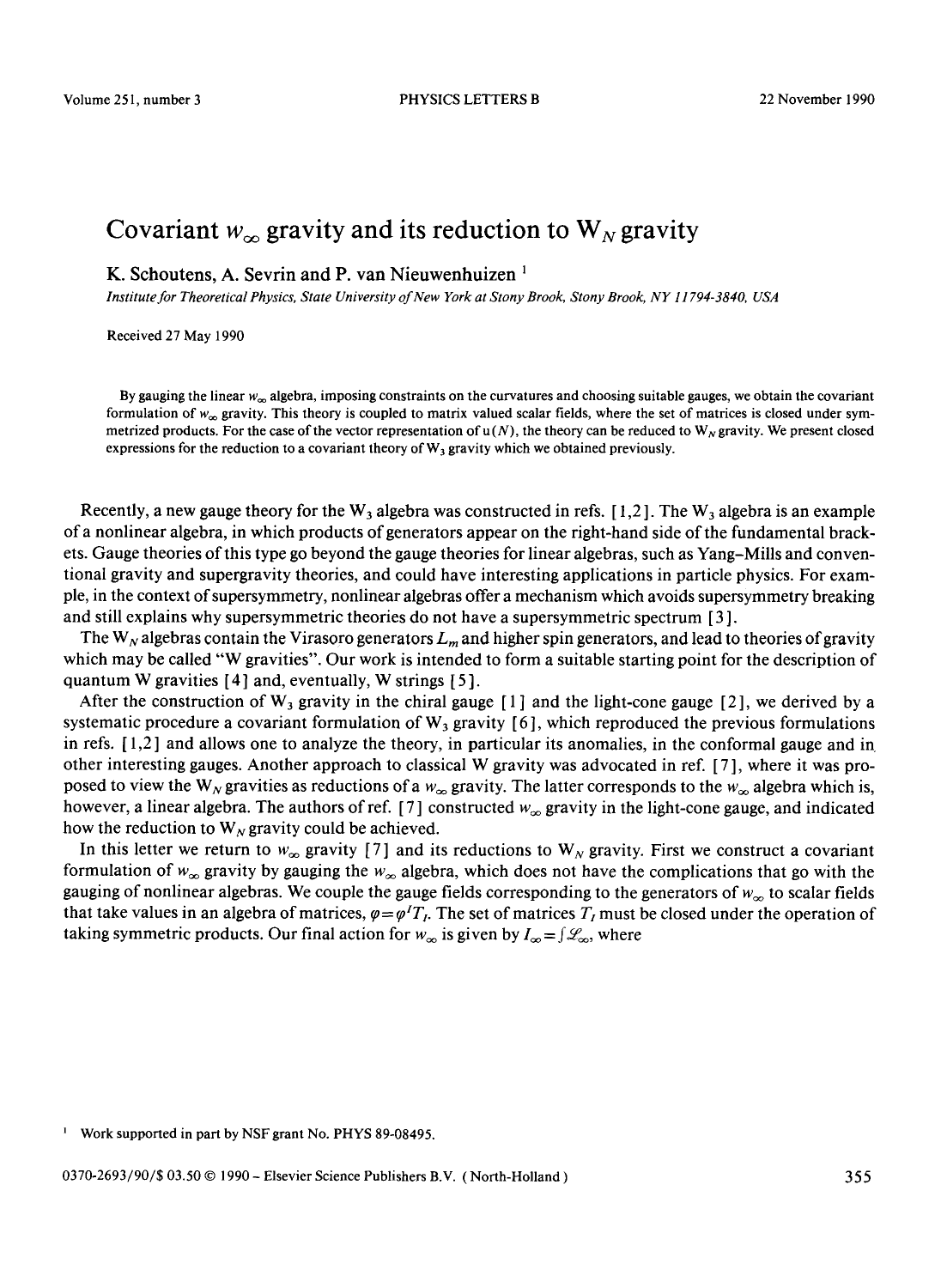# Covariant $w_\infty$ gravity and its reduction to $\mathrm{W}_N$ gravity

K. Schoutens, A. Sevrin and P. van Nieuwenhuizen [1]

*Institute for Theoretical Physics, State University of New York at Stony Brook, Stony Brook, NY 11794-3840, USA*

Received 27 May 1990

By gauging the linear $w_\infty$ algebra, imposing constraints on the curvatures and choosing suitable gauges, we obtain the covariant formulation of $w_\infty$ gravity. This theory is coupled to matrix valued scalar fields, where the set of matrices is closed under symmetrized products. For the case of the vector representation of $\mathrm{u}(N)$, the theory can be reduced to $\mathrm{W}_N$ gravity. We present closed expressions for the reduction to a covariant theory of $\mathrm{W}_3$ gravity which we obtained previously.

Recently, a new gauge theory for the $\mathrm{W}_3$ algebra was constructed in refs. [1,2]. The $\mathrm{W}_3$ algebra is an example of a nonlinear algebra, in which products of generators appear on the right-hand side of the fundamental brackets. Gauge theories of this type go beyond the gauge theories for linear algebras, such as Yang–Mills and conventional gravity and supergravity theories, and could have interesting applications in particle physics. For example, in the context of supersymmetry, nonlinear algebras offer a mechanism which avoids supersymmetry breaking and still explains why supersymmetric theories do not have a supersymmetric spectrum [3].

The $\mathrm{W}_N$ algebras contain the Virasoro generators $L_m$ and higher spin generators, and lead to theories of gravity which may be called "W gravities". Our work is intended to form a suitable starting point for the description of quantum W gravities [4] and, eventually, W strings [5].

After the construction of $\mathrm{W}_3$ gravity in the chiral gauge [1] and the light-cone gauge [2], we derived by a systematic procedure a covariant formulation of $\mathrm{W}_3$ gravity [6], which reproduced the previous formulations in refs. [1,2] and allows one to analyze the theory, in particular its anomalies, in the conformal gauge and in other interesting gauges. Another approach to classical W gravity was advocated in ref. [7], where it was proposed to view the $\mathrm{W}_N$ gravities as reductions of a $w_\infty$ gravity. The latter corresponds to the $w_\infty$ algebra which is, however, a linear algebra. The authors of ref. [7] constructed $w_\infty$ gravity in the light-cone gauge, and indicated how the reduction to $\mathrm{W}_N$ gravity could be achieved.

In this letter we return to $w_\infty$ gravity [7] and its reductions to $\mathrm{W}_N$ gravity. First we construct a covariant formulation of $w_\infty$ gravity by gauging the $w_\infty$ algebra, which does not have the complications that go with the gauging of nonlinear algebras. We couple the gauge fields corresponding to the generators of $w_\infty$ to scalar fields that take values in an algebra of matrices, $\varphi = \varphi^I T_I$. The set of matrices $T_I$ must be closed under the operation of taking symmetric products. Our final action for $w_\infty$ is given by $I_\infty = \int \mathscr{L}_\infty$, where

[1] Work supported in part by NSF grant No. PHYS 89-08495.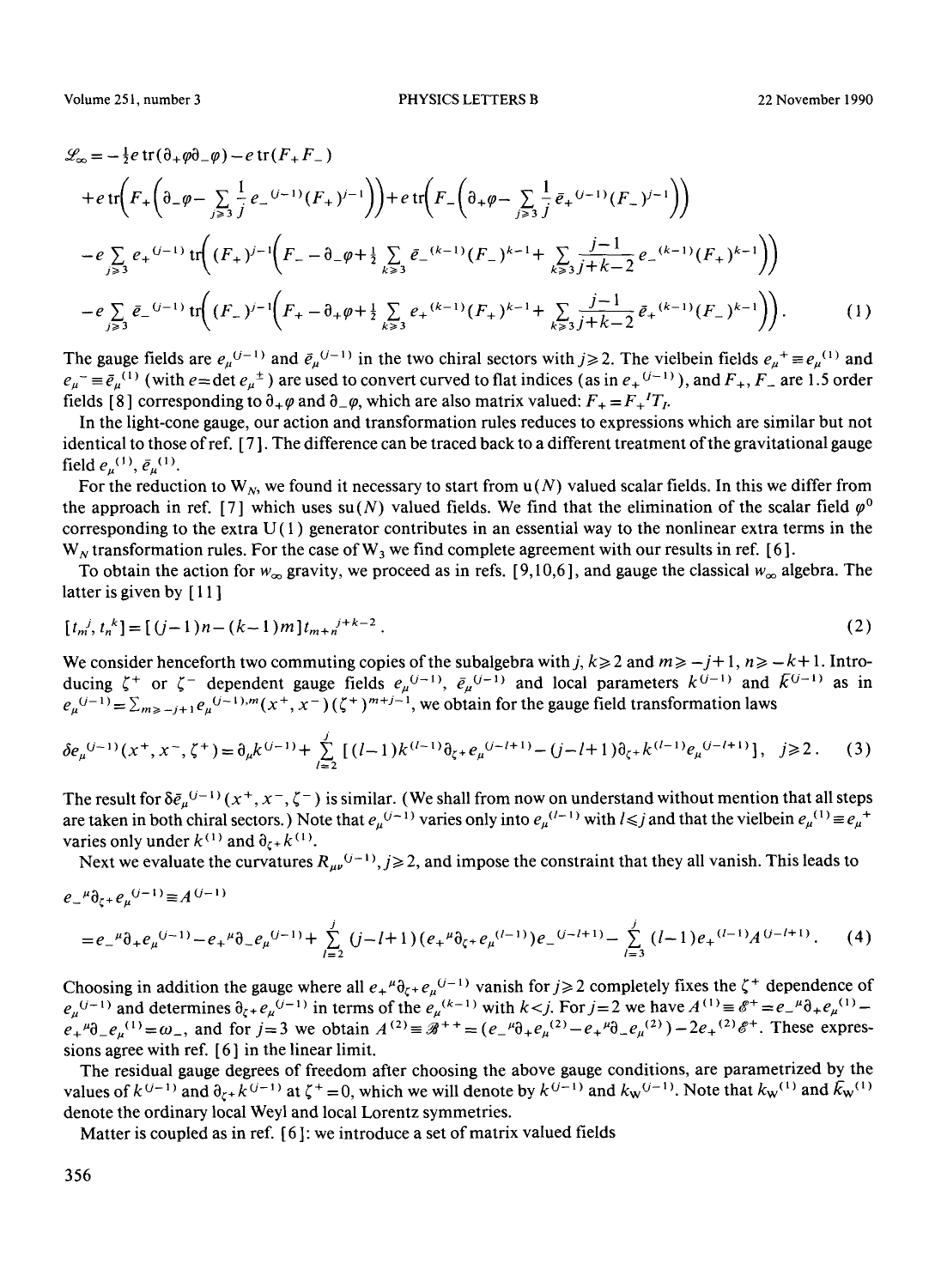$$
\begin{aligned}
\mathcal{L}_\infty = & -\tfrac{1}{2} e \operatorname{tr}(\partial_+\varphi\partial_-\varphi) - e \operatorname{tr}(F_+F_-) \\
& + e \operatorname{tr}\Big(F_+\Big(\partial_-\varphi - \sum_{j\geqslant 3} \frac{1}{j} e_-{}^{(j-1)}(F_+)^{j-1}\Big)\Big) + e \operatorname{tr}\Big(F_-\Big(\partial_+\varphi - \sum_{j\geqslant 3} \frac{1}{j} \bar{e}_+{}^{(j-1)}(F_-)^{j-1}\Big)\Big) \\
& - e \sum_{j\geqslant 3} e_+{}^{(j-1)} \operatorname{tr}\Big((F_+)^{j-1}\Big(F_- - \partial_-\varphi + \tfrac{1}{2}\sum_{k\geqslant 3} \bar{e}_-{}^{(k-1)}(F_-)^{k-1} + \sum_{k\geqslant 3} \frac{j-1}{j+k-2} e_-{}^{(k-1)}(F_+)^{k-1}\Big)\Big) \\
& - e \sum_{j\geqslant 3} \bar{e}_-{}^{(j-1)} \operatorname{tr}\Big((F_-)^{j-1}\Big(F_+ - \partial_+\varphi + \tfrac{1}{2}\sum_{k\geqslant 3} e_+{}^{(k-1)}(F_+)^{k-1} + \sum_{k\geqslant 3} \frac{j-1}{j+k-2} \bar{e}_+{}^{(k-1)}(F_-)^{k-1}\Big)\Big). \qquad (1)
\end{aligned}
$$

The gauge fields are $e_\mu{}^{(j-1)}$ and $\bar{e}_\mu{}^{(j-1)}$ in the two chiral sectors with $j\geqslant 2$. The vielbein fields $e_\mu{}^+ \equiv e_\mu{}^{(1)}$ and $e_\mu{}^- \equiv \bar{e}_\mu{}^{(1)}$ (with $e = \det e_\mu{}^\pm$) are used to convert curved to flat indices (as in $e_+{}^{(j-1)}$), and $F_+$, $F_-$ are 1.5 order fields [8] corresponding to $\partial_+\varphi$ and $\partial_-\varphi$, which are also matrix valued: $F_+ = F_+{}^I T_I$.

In the light-cone gauge, our action and transformation rules reduces to expressions which are similar but not identical to those of ref. [7]. The difference can be traced back to a different treatment of the gravitational gauge field $e_\mu{}^{(1)}$, $\bar{e}_\mu{}^{(1)}$.

For the reduction to $W_N$, we found it necessary to start from $u(N)$ valued scalar fields. In this we differ from the approach in ref. [7] which uses $su(N)$ valued fields. We find that the elimination of the scalar field $\varphi^0$ corresponding to the extra $U(1)$ generator contributes in an essential way to the nonlinear extra terms in the $W_N$ transformation rules. For the case of $W_3$ we find complete agreement with our results in ref. [6].

To obtain the action for $w_\infty$ gravity, we proceed as in refs. [9,10,6], and gauge the classical $w_\infty$ algebra. The latter is given by [11]

$$
[t_m{}^j, t_n{}^k] = [(j-1)n - (k-1)m]\, t_{m+n}{}^{j+k-2}\,. \qquad (2)
$$

We consider henceforth two commuting copies of the subalgebra with $j, k\geqslant 2$ and $m\geqslant -j+1$, $n\geqslant -k+1$. Introducing $\zeta^+$ or $\zeta^-$ dependent gauge fields $e_\mu{}^{(j-1)}$, $\bar{e}_\mu{}^{(j-1)}$ and local parameters $k^{(j-1)}$ and $\bar{k}^{(j-1)}$ as in $e_\mu{}^{(j-1)} = \sum_{m\geqslant -j+1} e_\mu{}^{(j-1),m}(x^+, x^-)(\zeta^+)^{m+j-1}$, we obtain for the gauge field transformation laws

$$
\delta e_\mu{}^{(j-1)}(x^+, x^-, \zeta^+) = \partial_\mu k^{(j-1)} + \sum_{l=2}^{j} [(l-1) k^{(l-1)} \partial_{\zeta^+} e_\mu{}^{(j-l+1)} - (j-l+1)\partial_{\zeta^+} k^{(l-1)} e_\mu{}^{(j-l+1)}]\,, \quad j\geqslant 2\,. \qquad (3)
$$

The result for $\delta\bar{e}_\mu{}^{(j-1)}(x^+, x^-, \zeta^-)$ is similar. (We shall from now on understand without mention that all steps are taken in both chiral sectors.) Note that $e_\mu{}^{(j-1)}$ varies only into $e_\mu{}^{(l-1)}$ with $l\leqslant j$ and that the vielbein $e_\mu{}^{(1)} \equiv e_\mu{}^+$ varies only under $k^{(1)}$ and $\partial_{\zeta^+} k^{(1)}$.

Next we evaluate the curvatures $R_{\mu\nu}{}^{(j-1)}$, $j\geqslant 2$, and impose the constraint that they all vanish. This leads to

$$
\begin{aligned}
e_-{}^\mu \partial_{\zeta^+} e_\mu{}^{(j-1)} \equiv & A^{(j-1)} \\
= & e_-{}^\mu \partial_+ e_\mu{}^{(j-1)} - e_+{}^\mu \partial_- e_\mu{}^{(j-1)} + \sum_{l=2}^{j} (j-l+1)(e_+{}^\mu \partial_{\zeta^+} e_\mu{}^{(l-1)}) e_-{}^{(j-l+1)} - \sum_{l=3}^{j} (l-1) e_+{}^{(l-1)} A^{(j-l+1)}\,. \qquad (4)
\end{aligned}
$$

Choosing in addition the gauge where all $e_+{}^\mu \partial_{\zeta^+} e_\mu{}^{(j-1)}$ vanish for $j\geqslant 2$ completely fixes the $\zeta^+$ dependence of $e_\mu{}^{(j-1)}$ and determines $\partial_{\zeta^+} e_\mu{}^{(j-1)}$ in terms of the $e_\mu{}^{(k-1)}$ with $k<j$. For $j=2$ we have $A^{(1)} \equiv \mathscr{E}^+ = e_-{}^\mu \partial_+ e_\mu{}^{(1)} - e_+{}^\mu \partial_- e_\mu{}^{(1)} = \omega_-$, and for $j=3$ we obtain $A^{(2)} \equiv \mathscr{B}^{++} = (e_-{}^\mu \partial_+ e_\mu{}^{(2)} - e_+{}^\mu \partial_- e_\mu{}^{(2)}) - 2 e_+{}^{(2)} \mathscr{E}^+$. These expressions agree with ref. [6] in the linear limit.

The residual gauge degrees of freedom after choosing the above gauge conditions, are parametrized by the values of $k^{(j-1)}$ and $\partial_{\zeta^+} k^{(j-1)}$ at $\zeta^+ = 0$, which we will denote by $k^{(j-1)}$ and $k_W{}^{(j-1)}$. Note that $k_W{}^{(1)}$ and $\bar{k}_W{}^{(1)}$ denote the ordinary local Weyl and local Lorentz symmetries.

Matter is coupled as in ref. [6]: we introduce a set of matrix valued fields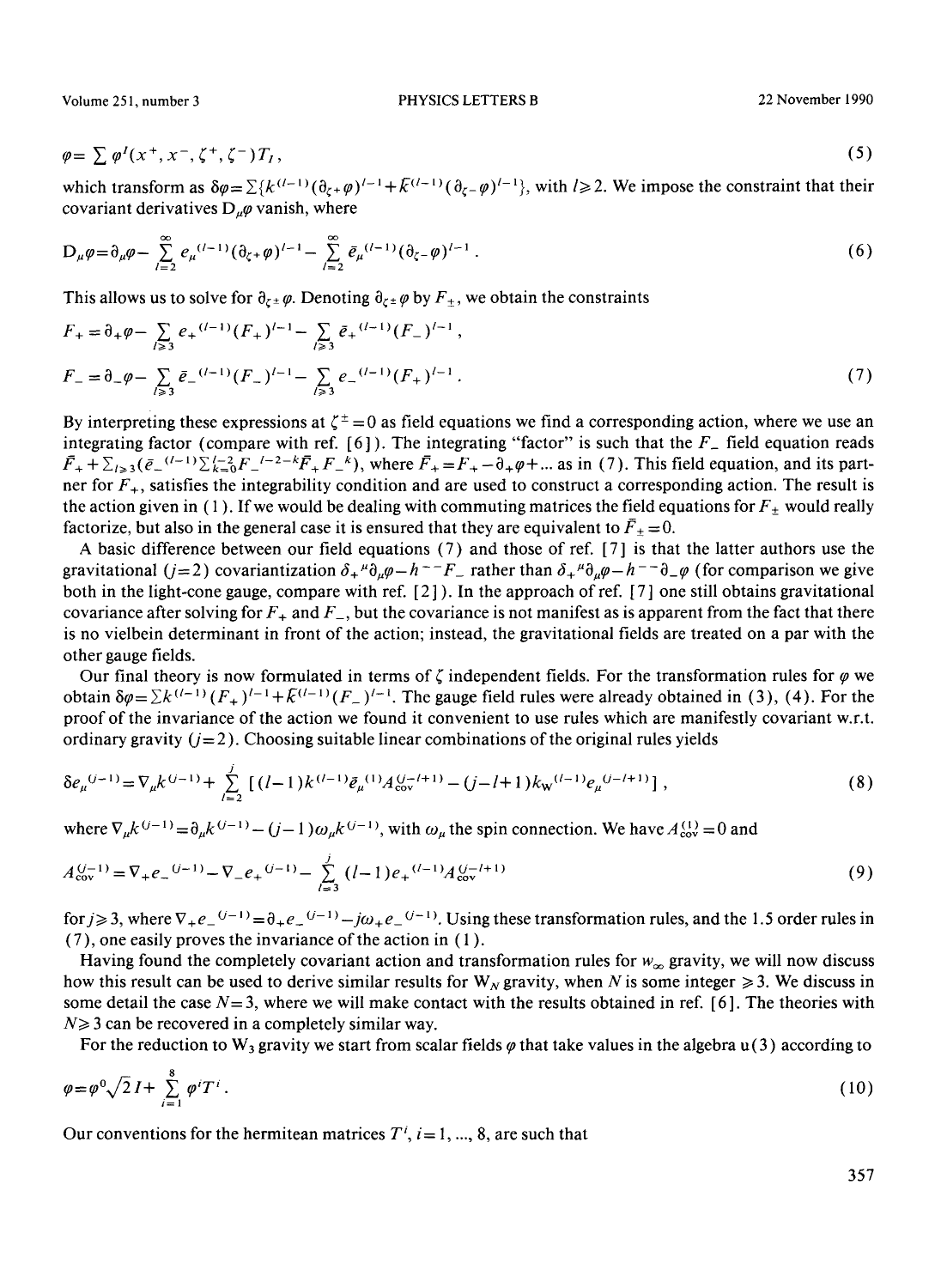$$\varphi = \sum \varphi^I(x^+, x^-, \zeta^+, \zeta^-) T_I \,, \tag{5}$$

which transform as $\delta\varphi = \sum\{k^{(l-1)}(\partial_{\zeta^+}\varphi)^{l-1} + \bar{k}^{(l-1)}(\partial_{\zeta^-}\varphi)^{l-1}\}$, with $l \geqslant 2$. We impose the constraint that their covariant derivatives $D_\mu\varphi$ vanish, where

$$D_\mu\varphi = \partial_\mu\varphi - \sum_{l=2}^{\infty} e_\mu{}^{(l-1)}(\partial_{\zeta^+}\varphi)^{l-1} - \sum_{l=2}^{\infty} \bar{e}_\mu{}^{(l-1)}(\partial_{\zeta^-}\varphi)^{l-1} \,. \tag{6}$$

This allows us to solve for $\partial_{\zeta^\pm}\varphi$. Denoting $\partial_{\zeta^\pm}\varphi$ by $F_\pm$, we obtain the constraints

$$F_+ = \partial_+\varphi - \sum_{l\geqslant 3} e_+{}^{(l-1)}(F_+)^{l-1} - \sum_{l\geqslant 3} \bar{e}_+{}^{(l-1)}(F_-)^{l-1} \,,$$

$$F_- = \partial_-\varphi - \sum_{l\geqslant 3} \bar{e}_-{}^{(l-1)}(F_-)^{l-1} - \sum_{l\geqslant 3} e_-{}^{(l-1)}(F_+)^{l-1} \,. \tag{7}$$

By interpreting these expressions at $\zeta^\pm = 0$ as field equations we find a corresponding action, where we use an integrating factor (compare with ref. [6]). The integrating "factor" is such that the $F_-$ field equation reads $\bar{F}_+ + \sum_{l\geqslant 3}(\bar{e}_-{}^{(l-1)}\sum_{k=0}^{l-2} F_-{}^{l-2-k}\bar{F}_+ F_-{}^k)$, where $\bar{F}_+ = F_+ - \partial_+\varphi + \ldots$ as in (7). This field equation, and its partner for $F_+$, satisfies the integrability condition and are used to construct a corresponding action. The result is the action given in (1). If we would be dealing with commuting matrices the field equations for $F_\pm$ would really factorize, but also in the general case it is ensured that they are equivalent to $\bar{F}_\pm = 0$.

A basic difference between our field equations (7) and those of ref. [7] is that the latter authors use the gravitational ($j=2$) covariantization $\delta_+{}^\mu\partial_\mu\varphi - h^{--}F_-$ rather than $\delta_+{}^\mu\partial_\mu\varphi - h^{--}\partial_-\varphi$ (for comparison we give both in the light-cone gauge, compare with ref. [2]). In the approach of ref. [7] one still obtains gravitational covariance after solving for $F_+$ and $F_-$, but the covariance is not manifest as is apparent from the fact that there is no vielbein determinant in front of the action; instead, the gravitational fields are treated on a par with the other gauge fields.

Our final theory is now formulated in terms of $\zeta$ independent fields. For the transformation rules for $\varphi$ we obtain $\delta\varphi = \sum k^{(l-1)}(F_+)^{l-1} + \bar{k}^{(l-1)}(F_-)^{l-1}$. The gauge field rules were already obtained in (3), (4). For the proof of the invariance of the action we found it convenient to use rules which are manifestly covariant w.r.t. ordinary gravity ($j=2$). Choosing suitable linear combinations of the original rules yields

$$\delta e_\mu{}^{(j-1)} = \nabla_\mu k^{(j-1)} + \sum_{l=2}^{j} [(l-1)k^{(l-1)}\bar{e}_\mu{}^{(1)}A_{\mathrm{cov}}^{(j-l+1)} - (j-l+1)k_{\mathrm{W}}{}^{(l-1)}e_\mu{}^{(j-l+1)}] \,, \tag{8}$$

where $\nabla_\mu k^{(j-1)} = \partial_\mu k^{(j-1)} - (j-1)\omega_\mu k^{(j-1)}$, with $\omega_\mu$ the spin connection. We have $A_{\mathrm{cov}}^{(1)} = 0$ and

$$A_{\mathrm{cov}}^{(j-1)} = \nabla_+ e_-{}^{(j-1)} - \nabla_- e_+{}^{(j-1)} - \sum_{l=3}^{j} (l-1)e_+{}^{(l-1)}A_{\mathrm{cov}}^{(j-l+1)} \tag{9}$$

for $j \geqslant 3$, where $\nabla_+ e_-{}^{(j-1)} = \partial_+ e_-{}^{(j-1)} - j\omega_+ e_-{}^{(j-1)}$. Using these transformation rules, and the 1.5 order rules in (7), one easily proves the invariance of the action in (1).

Having found the completely covariant action and transformation rules for $w_\infty$ gravity, we will now discuss how this result can be used to derive similar results for $\mathrm{W}_N$ gravity, when $N$ is some integer $\geqslant 3$. We discuss in some detail the case $N=3$, where we will make contact with the results obtained in ref. [6]. The theories with $N \geqslant 3$ can be recovered in a completely similar way.

For the reduction to $\mathrm{W}_3$ gravity we start from scalar fields $\varphi$ that take values in the algebra u(3) according to

$$\varphi = \varphi^0\sqrt{2}\,I + \sum_{i=1}^{8} \varphi^i T^i \,. \tag{10}$$

Our conventions for the hermitean matrices $T^i$, $i = 1, \ldots, 8$, are such that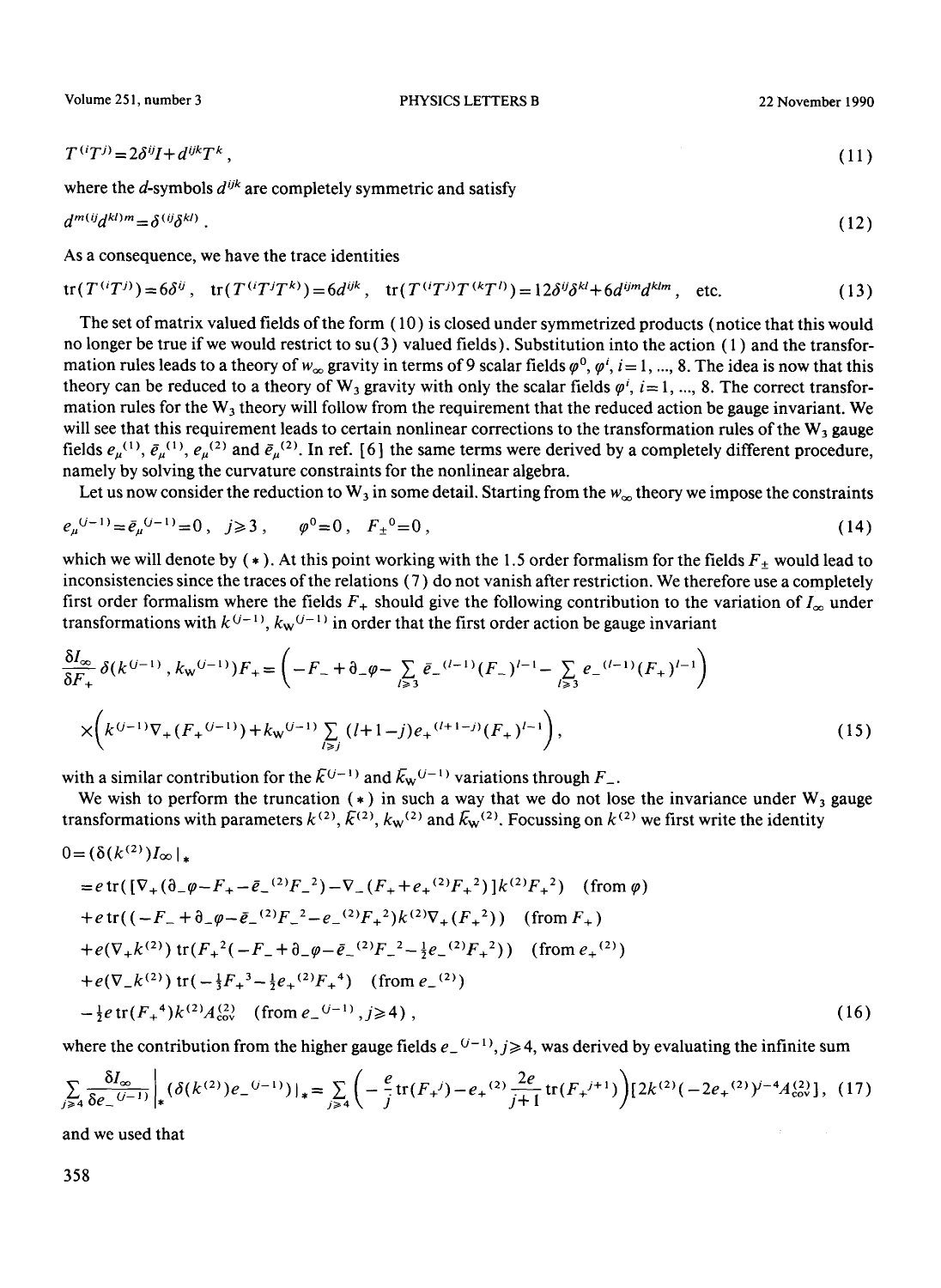$$T^{(i}T^{j)} = 2\delta^{ij}I + d^{ijk}T^k\,, \tag{11}$$

where the $d$-symbols $d^{ijk}$ are completely symmetric and satisfy

$$d^{m(ij}d^{kl)m} = \delta^{(ij}\delta^{kl)}\,. \tag{12}$$

As a consequence, we have the trace identities

$$\mathrm{tr}(T^{(i}T^{j)}) = 6\delta^{ij}\,, \quad \mathrm{tr}(T^{(i}T^{j}T^{k)}) = 6d^{ijk}\,, \quad \mathrm{tr}(T^{(i}T^{j)}T^{(k}T^{l)}) = 12\delta^{ij}\delta^{kl} + 6d^{ijm}d^{klm}\,, \quad \text{etc.} \tag{13}$$

The set of matrix valued fields of the form (10) is closed under symmetrized products (notice that this would no longer be true if we would restrict to su(3) valued fields). Substitution into the action (1) and the transformation rules leads to a theory of $w_\infty$ gravity in terms of 9 scalar fields $\varphi^0$, $\varphi^i$, $i=1, ..., 8$. The idea is now that this theory can be reduced to a theory of $W_3$ gravity with only the scalar fields $\varphi^i$, $i=1, ..., 8$. The correct transformation rules for the $W_3$ theory will follow from the requirement that the reduced action be gauge invariant. We will see that this requirement leads to certain nonlinear corrections to the transformation rules of the $W_3$ gauge fields $e_\mu{}^{(1)}$, $\bar{e}_\mu{}^{(1)}$, $e_\mu{}^{(2)}$ and $\bar{e}_\mu{}^{(2)}$. In ref. [6] the same terms were derived by a completely different procedure, namely by solving the curvature constraints for the nonlinear algebra.

Let us now consider the reduction to $W_3$ in some detail. Starting from the $w_\infty$ theory we impose the constraints

$$e_\mu{}^{(j-1)} = \bar{e}_\mu{}^{(j-1)} = 0\,, \quad j \geq 3\,, \qquad \varphi^0 = 0\,, \quad F_\pm{}^0 = 0\,, \tag{14}$$

which we will denote by (*). At this point working with the 1.5 order formalism for the fields $F_\pm$ would lead to inconsistencies since the traces of the relations (7) do not vanish after restriction. We therefore use a completely first order formalism where the fields $F_+$ should give the following contribution to the variation of $I_\infty$ under transformations with $k^{(j-1)}$, $k_W{}^{(j-1)}$ in order that the first order action be gauge invariant

$$\frac{\delta I_\infty}{\delta F_+}\,\delta(k^{(j-1)}, k_W{}^{(j-1)})F_+ = \Big(-F_- + \partial_-\varphi - \sum_{l\geq 3} \bar{e}_-{}^{(l-1)}(F_-)^{l-1} - \sum_{l\geq 3} e_-{}^{(l-1)}(F_+)^{l-1}\Big)$$

$$\times\Big(k^{(j-1)}\nabla_+(F_+{}^{(j-1)}) + k_W{}^{(j-1)}\sum_{l\geq j}(l+1-j)e_+{}^{(l+1-j)}(F_+)^{l-1}\Big)\,, \tag{15}$$

with a similar contribution for the $\bar{k}^{(j-1)}$ and $\bar{k}_W{}^{(j-1)}$ variations through $F_-$.

We wish to perform the truncation (*) in such a way that we do not lose the invariance under $W_3$ gauge transformations with parameters $k^{(2)}$, $\bar{k}^{(2)}$, $k_W{}^{(2)}$ and $\bar{k}_W{}^{(2)}$. Focussing on $k^{(2)}$ we first write the identity

$$
\begin{aligned}
0 &= (\delta(k^{(2)})I_\infty|_* \\
&= e\,\mathrm{tr}([\nabla_+(\partial_-\varphi - F_+ - \bar{e}_-{}^{(2)}F_-{}^2) - \nabla_-(F_+ + e_+{}^{(2)}F_+{}^2)]k^{(2)}F_+{}^2) \quad (\text{from } \varphi) \\
&+ e\,\mathrm{tr}((-F_- + \partial_-\varphi - \bar{e}_-{}^{(2)}F_-{}^2 - e_-{}^{(2)}F_+{}^2)k^{(2)}\nabla_+(F_+{}^2)) \quad (\text{from } F_+) \\
&+ e(\nabla_+k^{(2)})\,\mathrm{tr}(F_+{}^2(-F_- + \partial_-\varphi - \bar{e}_-{}^{(2)}F_-{}^2 - \tfrac{1}{2}e_-{}^{(2)}F_+{}^2)) \quad (\text{from } e_+{}^{(2)}) \\
&+ e(\nabla_-k^{(2)})\,\mathrm{tr}(-\tfrac{1}{3}F_+{}^3 - \tfrac{1}{2}e_+{}^{(2)}F_+{}^4) \quad (\text{from } e_-{}^{(2)}) \\
&- \tfrac{1}{2}e\,\mathrm{tr}(F_+{}^4)k^{(2)}A^{(2)}_{\mathrm{cov}} \quad (\text{from } e_-{}^{(j-1)}, j\geq 4)\,,
\end{aligned} \tag{16}
$$

where the contribution from the higher gauge fields $e_-{}^{(j-1)}, j\geq 4$, was derived by evaluating the infinite sum

$$\sum_{j\geq 4}\frac{\delta I_\infty}{\delta e_-{}^{(j-1)}}\bigg|_*(\delta(k^{(2)})e_-{}^{(j-1)})|_* = \sum_{j\geq 4}\Big(-\frac{e}{j}\mathrm{tr}(F_+{}^j) - e_+{}^{(2)}\frac{2e}{j+1}\mathrm{tr}(F_+{}^{j+1})\Big)[2k^{(2)}(-2e_+{}^{(2)})^{j-4}A^{(2)}_{\mathrm{cov}}]\,, \tag{17}$$

and we used that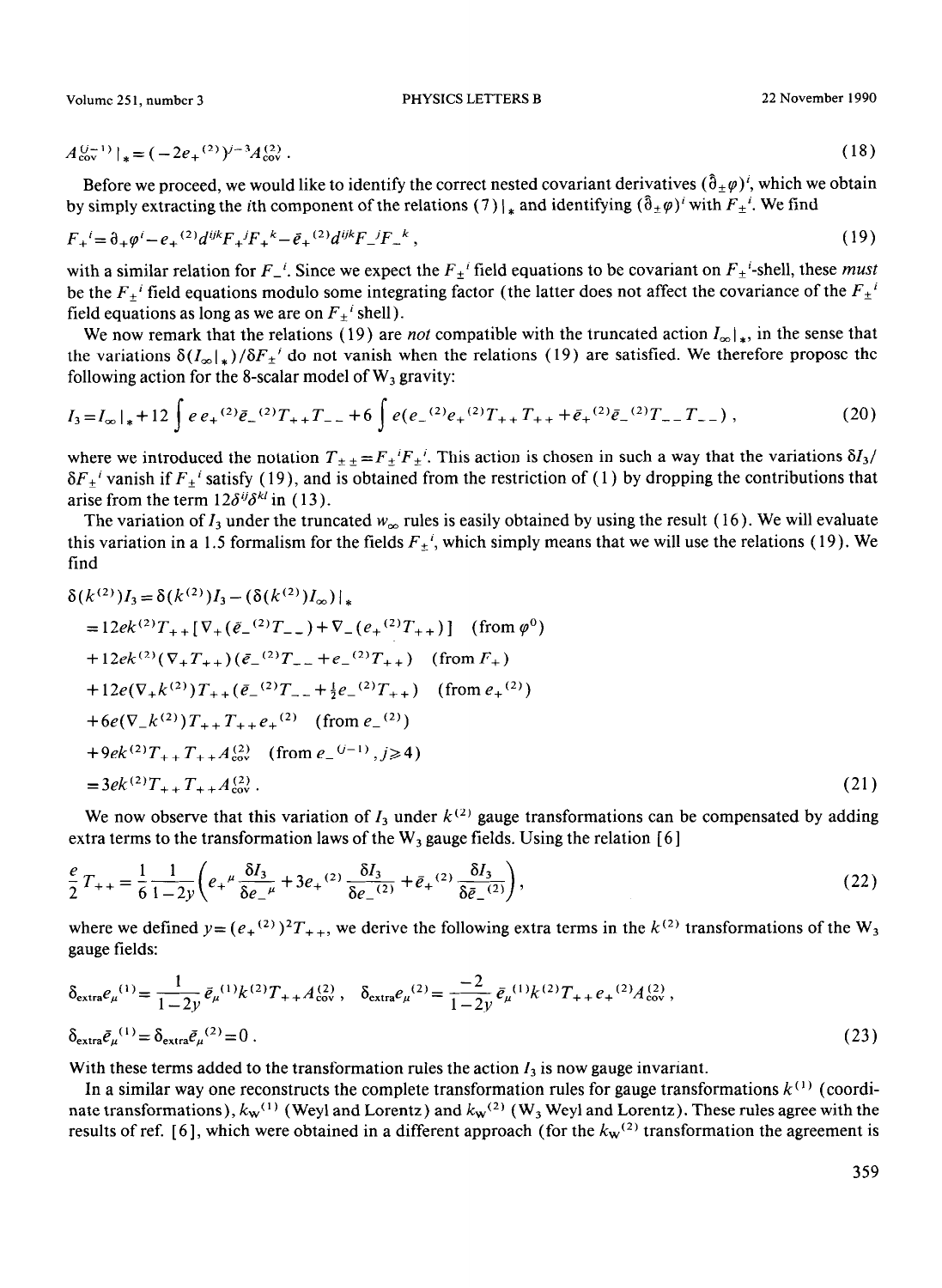$$A_{\rm cov}^{(j-1)}|_* = (-2e_+{}^{(2)})^{j-3} A_{\rm cov}^{(2)} \,. \tag{18}$$

Before we proceed, we would like to identify the correct nested covariant derivatives $(\hat{\partial}_\pm \varphi)^i$, which we obtain by simply extracting the $i$th component of the relations (7)$|_*$ and identifying $(\hat{\partial}_\pm\varphi)^i$ with $F_\pm{}^i$. We find

$$F_+{}^i = \partial_+\varphi^i - e_+{}^{(2)} d^{ijk} F_+{}^j F_+{}^k - \bar{e}_+{}^{(2)} d^{ijk} F_-{}^j F_-{}^k \,, \tag{19}$$

with a similar relation for $F_-{}^i$. Since we expect the $F_\pm{}^i$ field equations to be covariant on $F_\pm{}^i$-shell, these *must* be the $F_\pm{}^i$ field equations modulo some integrating factor (the latter does not affect the covariance of the $F_\pm{}^i$ field equations as long as we are on $F_\pm{}^i$ shell).

We now remark that the relations (19) are *not* compatible with the truncated action $I_\infty|_*$, in the sense that the variations $\delta(I_\infty|_*)/\delta F_\pm{}^i$ do not vanish when the relations (19) are satisfied. We therefore propose the following action for the 8-scalar model of $W_3$ gravity:

$$I_3 = I_\infty|_* + 12\int e\, e_+{}^{(2)} \bar{e}_-{}^{(2)} T_{++} T_{--} + 6\int e(e_-{}^{(2)} e_+{}^{(2)} T_{++} T_{++} + \bar{e}_+{}^{(2)} \bar{e}_-{}^{(2)} T_{--} T_{--}) \,, \tag{20}$$

where we introduced the notation $T_{\pm\pm} = F_\pm{}^i F_\pm{}^i$. This action is chosen in such a way that the variations $\delta I_3/\delta F_\pm{}^i$ vanish if $F_\pm{}^i$ satisfy (19), and is obtained from the restriction of (1) by dropping the contributions that arise from the term $12\delta^{ij}\delta^{kl}$ in (13).

The variation of $I_3$ under the truncated $w_\infty$ rules is easily obtained by using the result (16). We will evaluate this variation in a 1.5 formalism for the fields $F_\pm{}^i$, which simply means that we will use the relations (19). We find

$$\begin{aligned}
\delta(k^{(2)}) I_3 &= \delta(k^{(2)}) I_3 - (\delta(k^{(2)}) I_\infty)|_* \\
&= 12 e k^{(2)} T_{++} [\nabla_+(\bar{e}_-{}^{(2)} T_{--}) + \nabla_-(e_+{}^{(2)} T_{++})] \quad (\text{from } \varphi^0) \\
&\quad + 12 e k^{(2)} (\nabla_+ T_{++})(\bar{e}_-{}^{(2)} T_{--} + e_-{}^{(2)} T_{++}) \quad (\text{from } F_+) \\
&\quad + 12 e(\nabla_+ k^{(2)}) T_{++} (\bar{e}_-{}^{(2)} T_{--} + \tfrac{1}{2} e_-{}^{(2)} T_{++}) \quad (\text{from } e_+{}^{(2)}) \\
&\quad + 6 e(\nabla_- k^{(2)}) T_{++} T_{++} e_+{}^{(2)} \quad (\text{from } e_-{}^{(2)}) \\
&\quad + 9 e k^{(2)} T_{++} T_{++} A_{\rm cov}^{(2)} \quad (\text{from } e_-{}^{(j-1)}, j \geq 4) \\
&= 3 e k^{(2)} T_{++} T_{++} A_{\rm cov}^{(2)} \,.
\end{aligned} \tag{21}$$

We now observe that this variation of $I_3$ under $k^{(2)}$ gauge transformations can be compensated by adding extra terms to the transformation laws of the $W_3$ gauge fields. Using the relation [6]

$$\frac{e}{2} T_{++} = \frac{1}{6}\frac{1}{1-2y}\left(e_+{}^\mu \frac{\delta I_3}{\delta e_-{}^\mu} + 3 e_+{}^{(2)} \frac{\delta I_3}{\delta e_-{}^{(2)}} + \bar{e}_+{}^{(2)} \frac{\delta I_3}{\delta \bar{e}_-{}^{(2)}}\right), \tag{22}$$

where we defined $y = (e_+{}^{(2)})^2 T_{++}$, we derive the following extra terms in the $k^{(2)}$ transformations of the $W_3$ gauge fields:

$$\begin{aligned}
&\delta_{\rm extra} e_\mu{}^{(1)} = \frac{1}{1-2y} \bar{e}_\mu{}^{(1)} k^{(2)} T_{++} A_{\rm cov}^{(2)} \,, \quad \delta_{\rm extra} e_\mu{}^{(2)} = \frac{-2}{1-2y} \bar{e}_\mu{}^{(1)} k^{(2)} T_{++} e_+{}^{(2)} A_{\rm cov}^{(2)} \,, \\
&\delta_{\rm extra} \bar{e}_\mu{}^{(1)} = \delta_{\rm extra} \bar{e}_\mu{}^{(2)} = 0 \,.
\end{aligned} \tag{23}$$

With these terms added to the transformation rules the action $I_3$ is now gauge invariant.

In a similar way one reconstructs the complete transformation rules for gauge transformations $k^{(1)}$ (coordinate transformations), $k_{\rm W}{}^{(1)}$ (Weyl and Lorentz) and $k_{\rm W}{}^{(2)}$ ($W_3$ Weyl and Lorentz). These rules agree with the results of ref. [6], which were obtained in a different approach (for the $k_{\rm W}{}^{(2)}$ transformation the agreement is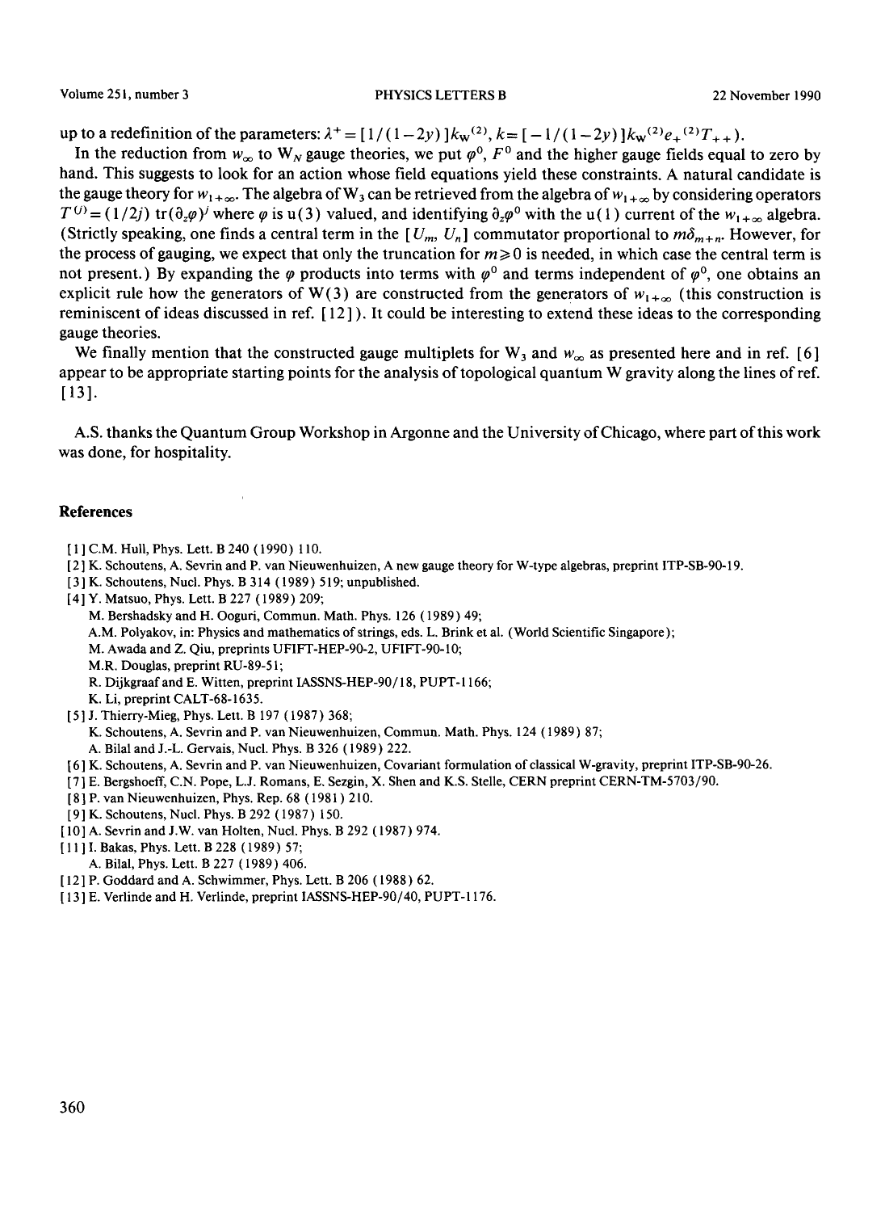up to a redefinition of the parameters: $\lambda^+ = [1/(1-2y)]k_W{}^{(2)}$, $k = [-1/(1-2y)]k_W{}^{(2)}e_+{}^{(2)}T_{++}$).

In the reduction from $w_\infty$ to $W_N$ gauge theories, we put $\varphi^0$, $F^0$ and the higher gauge fields equal to zero by hand. This suggests to look for an action whose field equations yield these constraints. A natural candidate is the gauge theory for $w_{1+\infty}$. The algebra of $W_3$ can be retrieved from the algebra of $w_{1+\infty}$ by considering operators $T^{(j)} = (1/2j)\,\mathrm{tr}(\partial_z\varphi)^j$ where $\varphi$ is u(3) valued, and identifying $\partial_z\varphi^0$ with the u(1) current of the $w_{1+\infty}$ algebra. (Strictly speaking, one finds a central term in the $[U_m, U_n]$ commutator proportional to $m\delta_{m+n}$. However, for the process of gauging, we expect that only the truncation for $m \geqslant 0$ is needed, in which case the central term is not present.) By expanding the $\varphi$ products into terms with $\varphi^0$ and terms independent of $\varphi^0$, one obtains an explicit rule how the generators of W(3) are constructed from the generators of $w_{1+\infty}$ (this construction is reminiscent of ideas discussed in ref. [12]). It could be interesting to extend these ideas to the corresponding gauge theories.

We finally mention that the constructed gauge multiplets for $W_3$ and $w_\infty$ as presented here and in ref. [6] appear to be appropriate starting points for the analysis of topological quantum W gravity along the lines of ref. [13].

A.S. thanks the Quantum Group Workshop in Argonne and the University of Chicago, where part of this work was done, for hospitality.

## References

[1] C.M. Hull, Phys. Lett. B 240 (1990) 110.
[2] K. Schoutens, A. Sevrin and P. van Nieuwenhuizen, A new gauge theory for W-type algebras, preprint ITP-SB-90-19.
[3] K. Schoutens, Nucl. Phys. B 314 (1989) 519; unpublished.
[4] Y. Matsuo, Phys. Lett. B 227 (1989) 209;
M. Bershadsky and H. Ooguri, Commun. Math. Phys. 126 (1989) 49;
A.M. Polyakov, in: Physics and mathematics of strings, eds. L. Brink et al. (World Scientific Singapore);
M. Awada and Z. Qiu, preprints UFIFT-HEP-90-2, UFIFT-90-10;
M.R. Douglas, preprint RU-89-51;
R. Dijkgraaf and E. Witten, preprint IASSNS-HEP-90/18, PUPT-1166;
K. Li, preprint CALT-68-1635.
[5] J. Thierry-Mieg, Phys. Lett. B 197 (1987) 368;
K. Schoutens, A. Sevrin and P. van Nieuwenhuizen, Commun. Math. Phys. 124 (1989) 87;
A. Bilal and J.-L. Gervais, Nucl. Phys. B 326 (1989) 222.
[6] K. Schoutens, A. Sevrin and P. van Nieuwenhuizen, Covariant formulation of classical W-gravity, preprint ITP-SB-90-26.
[7] E. Bergshoeff, C.N. Pope, L.J. Romans, E. Sezgin, X. Shen and K.S. Stelle, CERN preprint CERN-TM-5703/90.
[8] P. van Nieuwenhuizen, Phys. Rep. 68 (1981) 210.
[9] K. Schoutens, Nucl. Phys. B 292 (1987) 150.
[10] A. Sevrin and J.W. van Holten, Nucl. Phys. B 292 (1987) 974.
[11] I. Bakas, Phys. Lett. B 228 (1989) 57;
A. Bilal, Phys. Lett. B 227 (1989) 406.
[12] P. Goddard and A. Schwimmer, Phys. Lett. B 206 (1988) 62.
[13] E. Verlinde and H. Verlinde, preprint IASSNS-HEP-90/40, PUPT-1176.